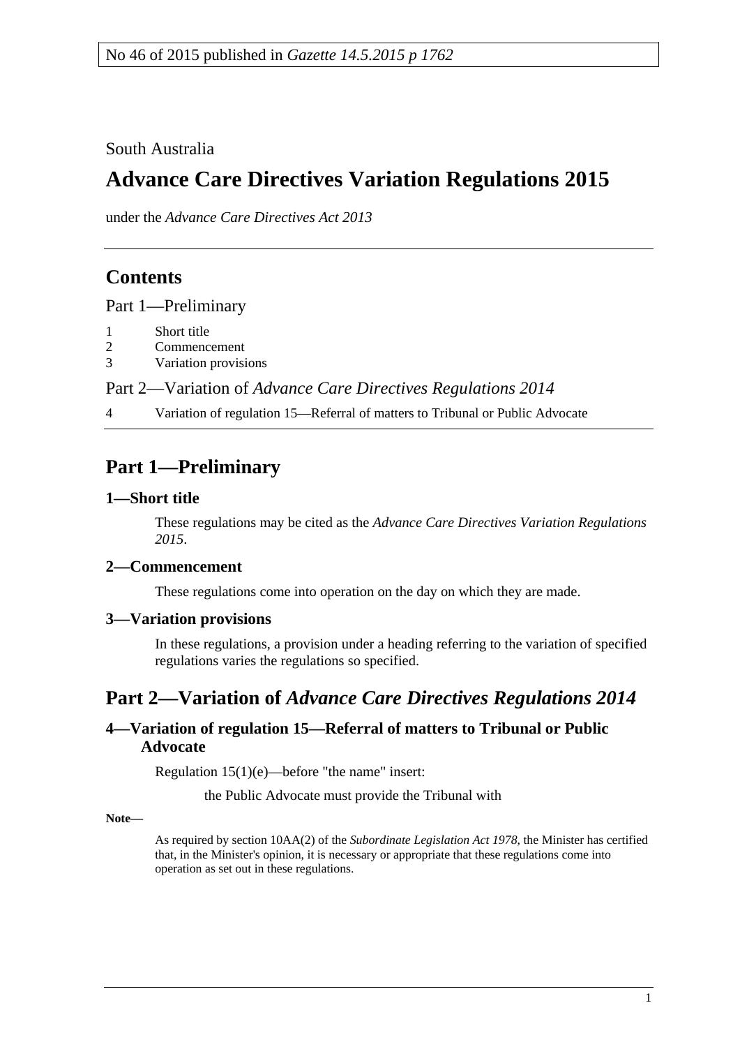No 46 of 2015 published in *Gazette 14.5.2015 p 1762*

South Australia

# Advance Care Directives Variation Regulations 2015

under the *Advance Care Directives Act 2013*

## Contents

Part 1—Preliminary

1 Short title
2 Commencement
3 Variation provisions

Part 2—Variation of *Advance Care Directives Regulations 2014*

4 Variation of regulation 15—Referral of matters to Tribunal or Public Advocate

## Part 1—Preliminary

### 1—Short title

These regulations may be cited as the *Advance Care Directives Variation Regulations 2015*.

### 2—Commencement

These regulations come into operation on the day on which they are made.

### 3—Variation provisions

In these regulations, a provision under a heading referring to the variation of specified regulations varies the regulations so specified.

## Part 2—Variation of *Advance Care Directives Regulations 2014*

### 4—Variation of regulation 15—Referral of matters to Tribunal or Public Advocate

Regulation 15(1)(e)—before "the name" insert:

the Public Advocate must provide the Tribunal with

**Note—**

As required by section 10AA(2) of the *Subordinate Legislation Act 1978*, the Minister has certified that, in the Minister's opinion, it is necessary or appropriate that these regulations come into operation as set out in these regulations.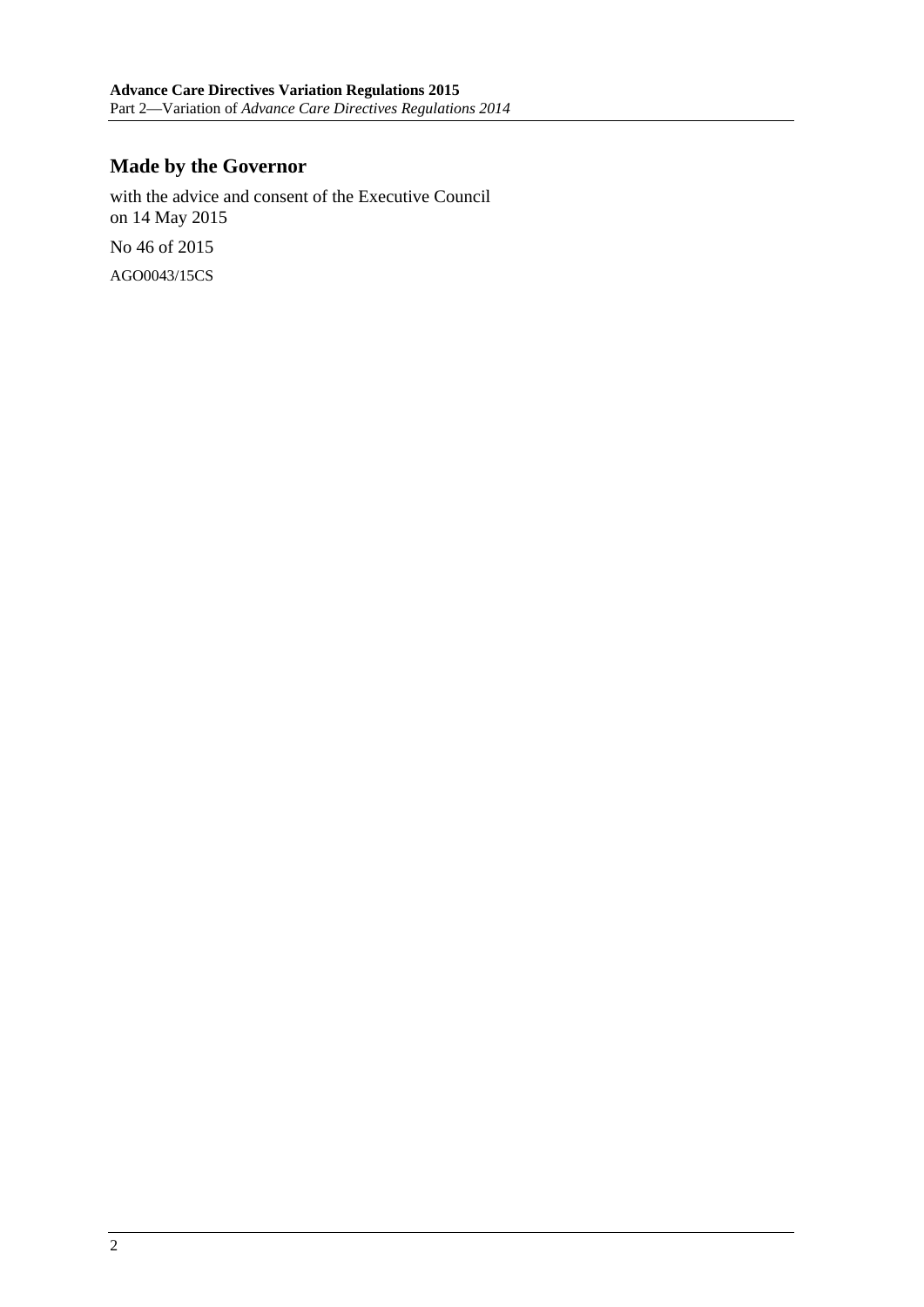## Made by the Governor

with the advice and consent of the Executive Council
on 14 May 2015

No 46 of 2015

AGO0043/15CS